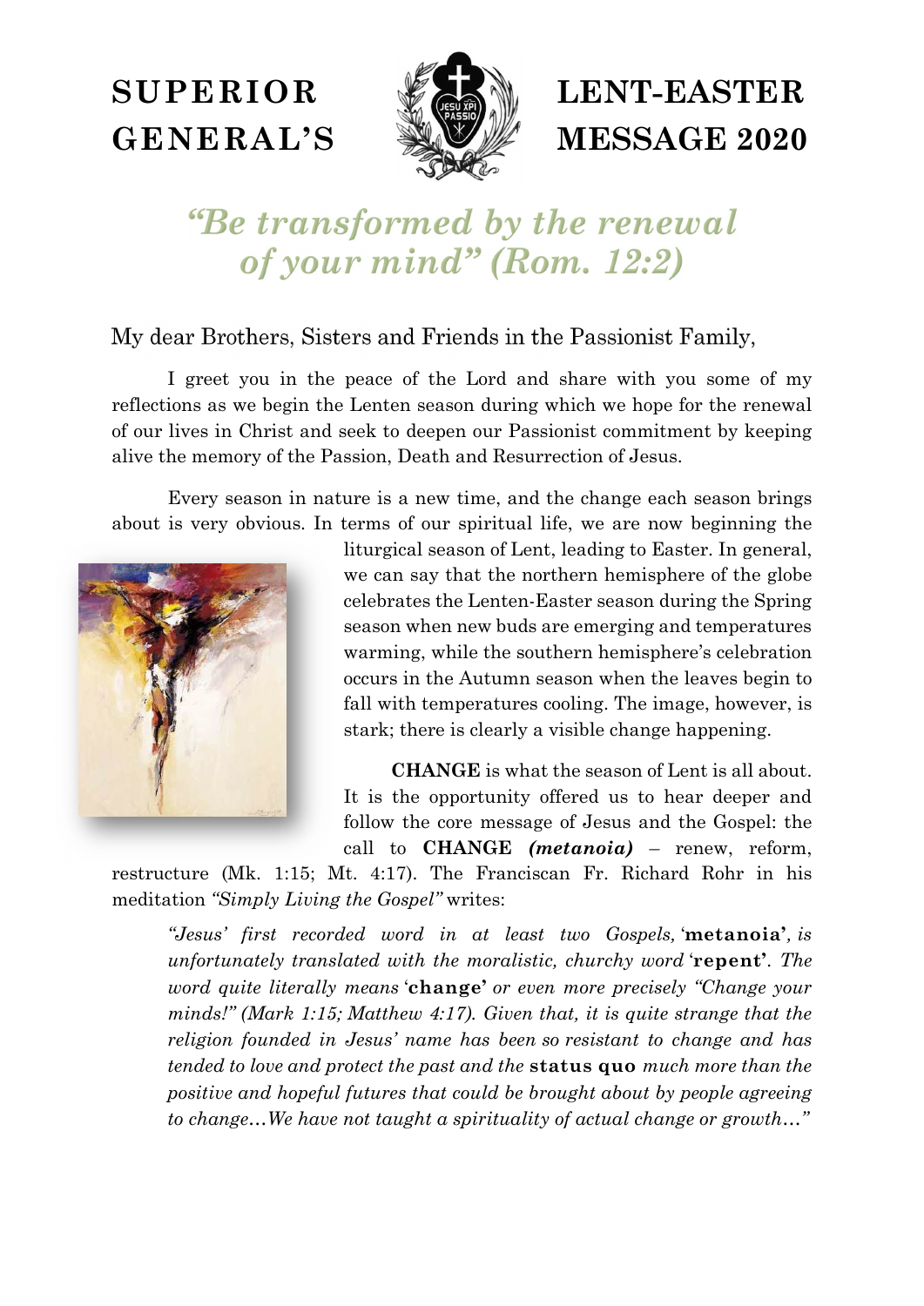# SUPERIOR GENERAL'S LENT-EASTER MESSAGE 2020

## *"Be transformed by the renewal of your mind" (Rom. 12:2)*

My dear Brothers, Sisters and Friends in the Passionist Family,

I greet you in the peace of the Lord and share with you some of my reflections as we begin the Lenten season during which we hope for the renewal of our lives in Christ and seek to deepen our Passionist commitment by keeping alive the memory of the Passion, Death and Resurrection of Jesus.

Every season in nature is a new time, and the change each season brings about is very obvious. In terms of our spiritual life, we are now beginning the liturgical season of Lent, leading to Easter. In general, we can say that the northern hemisphere of the globe celebrates the Lenten-Easter season during the Spring season when new buds are emerging and temperatures warming, while the southern hemisphere's celebration occurs in the Autumn season when the leaves begin to fall with temperatures cooling. The image, however, is stark; there is clearly a visible change happening.

**CHANGE** is what the season of Lent is all about. It is the opportunity offered us to hear deeper and follow the core message of Jesus and the Gospel: the call to **CHANGE** ***(metanoia)*** – renew, reform, restructure (Mk. 1:15; Mt. 4:17). The Franciscan Fr. Richard Rohr in his meditation *"Simply Living the Gospel"* writes:

> *"Jesus' first recorded word in at least two Gospels,* '**metanoia'***, is unfortunately translated with the moralistic, churchy word* '**repent'**. *The word quite literally means* '**change'** *or even more precisely "Change your minds!" (Mark 1:15; Matthew 4:17). Given that, it is quite strange that the religion founded in Jesus' name has been so resistant to change and has tended to love and protect the past and the* **status quo** *much more than the positive and hopeful futures that could be brought about by people agreeing to change…We have not taught a spirituality of actual change or growth…"*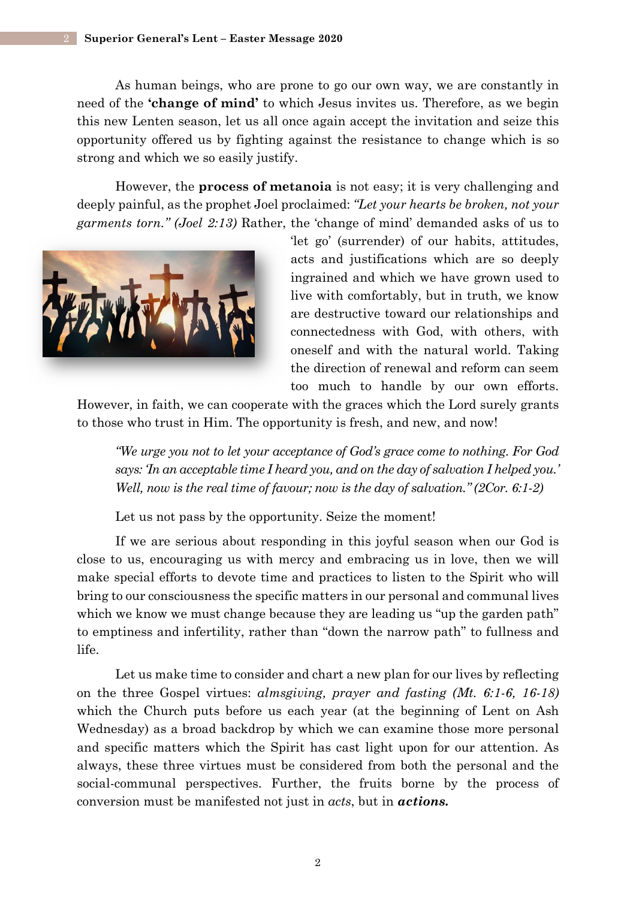As human beings, who are prone to go our own way, we are constantly in need of the **'change of mind'** to which Jesus invites us. Therefore, as we begin this new Lenten season, let us all once again accept the invitation and seize this opportunity offered us by fighting against the resistance to change which is so strong and which we so easily justify.

However, the **process of metanoia** is not easy; it is very challenging and deeply painful, as the prophet Joel proclaimed: *"Let your hearts be broken, not your garments torn." (Joel 2:13)* Rather, the 'change of mind' demanded asks of us to 'let go' (surrender) of our habits, attitudes, acts and justifications which are so deeply ingrained and which we have grown used to live with comfortably, but in truth, we know are destructive toward our relationships and connectedness with God, with others, with oneself and with the natural world. Taking the direction of renewal and reform can seem too much to handle by our own efforts. However, in faith, we can cooperate with the graces which the Lord surely grants to those who trust in Him. The opportunity is fresh, and new, and now!

> *"We urge you not to let your acceptance of God's grace come to nothing. For God says: 'In an acceptable time I heard you, and on the day of salvation I helped you.' Well, now is the real time of favour; now is the day of salvation." (2Cor. 6:1-2)*

Let us not pass by the opportunity. Seize the moment!

If we are serious about responding in this joyful season when our God is close to us, encouraging us with mercy and embracing us in love, then we will make special efforts to devote time and practices to listen to the Spirit who will bring to our consciousness the specific matters in our personal and communal lives which we know we must change because they are leading us "up the garden path" to emptiness and infertility, rather than "down the narrow path" to fullness and life.

Let us make time to consider and chart a new plan for our lives by reflecting on the three Gospel virtues: *almsgiving, prayer and fasting (Mt. 6:1-6, 16-18)* which the Church puts before us each year (at the beginning of Lent on Ash Wednesday) as a broad backdrop by which we can examine those more personal and specific matters which the Spirit has cast light upon for our attention. As always, these three virtues must be considered from both the personal and the social-communal perspectives. Further, the fruits borne by the process of conversion must be manifested not just in *acts*, but in ***actions.***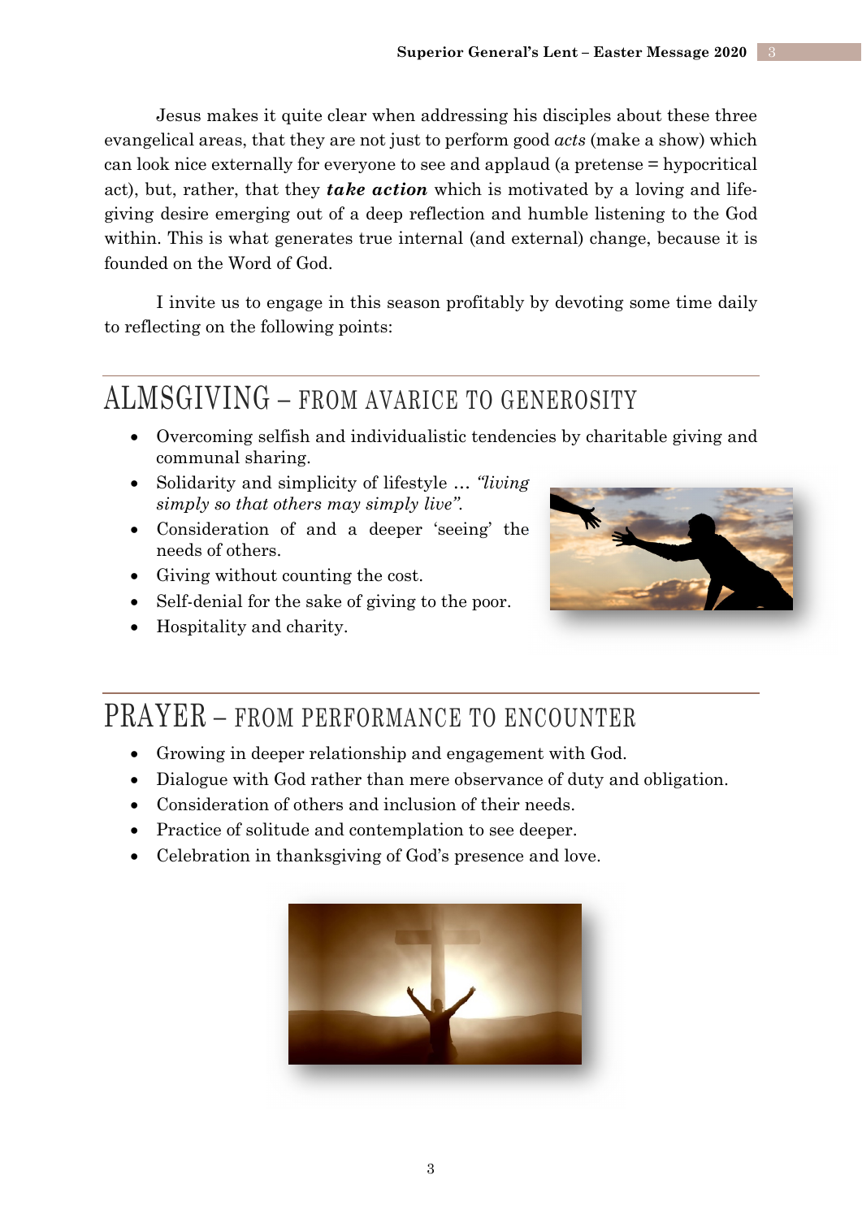Jesus makes it quite clear when addressing his disciples about these three evangelical areas, that they are not just to perform good *acts* (make a show) which can look nice externally for everyone to see and applaud (a pretense = hypocritical act), but, rather, that they ***take action*** which is motivated by a loving and life-giving desire emerging out of a deep reflection and humble listening to the God within. This is what generates true internal (and external) change, because it is founded on the Word of God.

I invite us to engage in this season profitably by devoting some time daily to reflecting on the following points:

## ALMSGIVING – FROM AVARICE TO GENEROSITY

- Overcoming selfish and individualistic tendencies by charitable giving and communal sharing.
- Solidarity and simplicity of lifestyle … *"living simply so that others may simply live".*
- Consideration of and a deeper 'seeing' the needs of others.
- Giving without counting the cost.
- Self-denial for the sake of giving to the poor.
- Hospitality and charity.

## PRAYER – FROM PERFORMANCE TO ENCOUNTER

- Growing in deeper relationship and engagement with God.
- Dialogue with God rather than mere observance of duty and obligation.
- Consideration of others and inclusion of their needs.
- Practice of solitude and contemplation to see deeper.
- Celebration in thanksgiving of God's presence and love.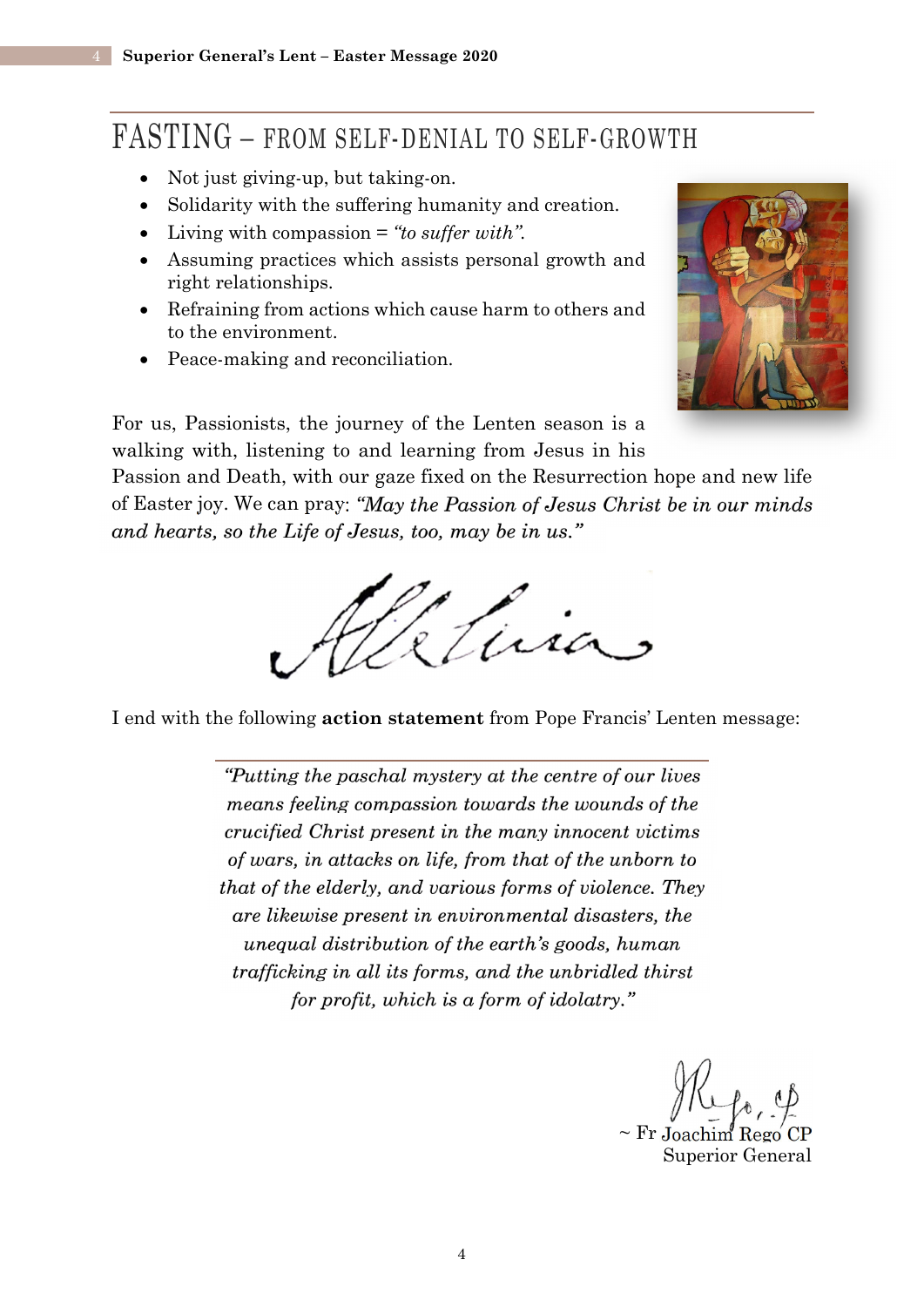## FASTING – FROM SELF-DENIAL TO SELF-GROWTH

- Not just giving-up, but taking-on.
- Solidarity with the suffering humanity and creation.
- Living with compassion = *"to suffer with"*.
- Assuming practices which assists personal growth and right relationships.
- Refraining from actions which cause harm to others and to the environment.
- Peace-making and reconciliation.

For us, Passionists, the journey of the Lenten season is a walking with, listening to and learning from Jesus in his Passion and Death, with our gaze fixed on the Resurrection hope and new life of Easter joy. We can pray: *"May the Passion of Jesus Christ be in our minds and hearts, so the Life of Jesus, too, may be in us."*

*Alleluia*

I end with the following **action statement** from Pope Francis' Lenten message:

> *"Putting the paschal mystery at the centre of our lives means feeling compassion towards the wounds of the crucified Christ present in the many innocent victims of wars, in attacks on life, from that of the unborn to that of the elderly, and various forms of violence. They are likewise present in environmental disasters, the unequal distribution of the earth's goods, human trafficking in all its forms, and the unbridled thirst for profit, which is a form of idolatry."*

~ Fr Joachim Rego CP
Superior General